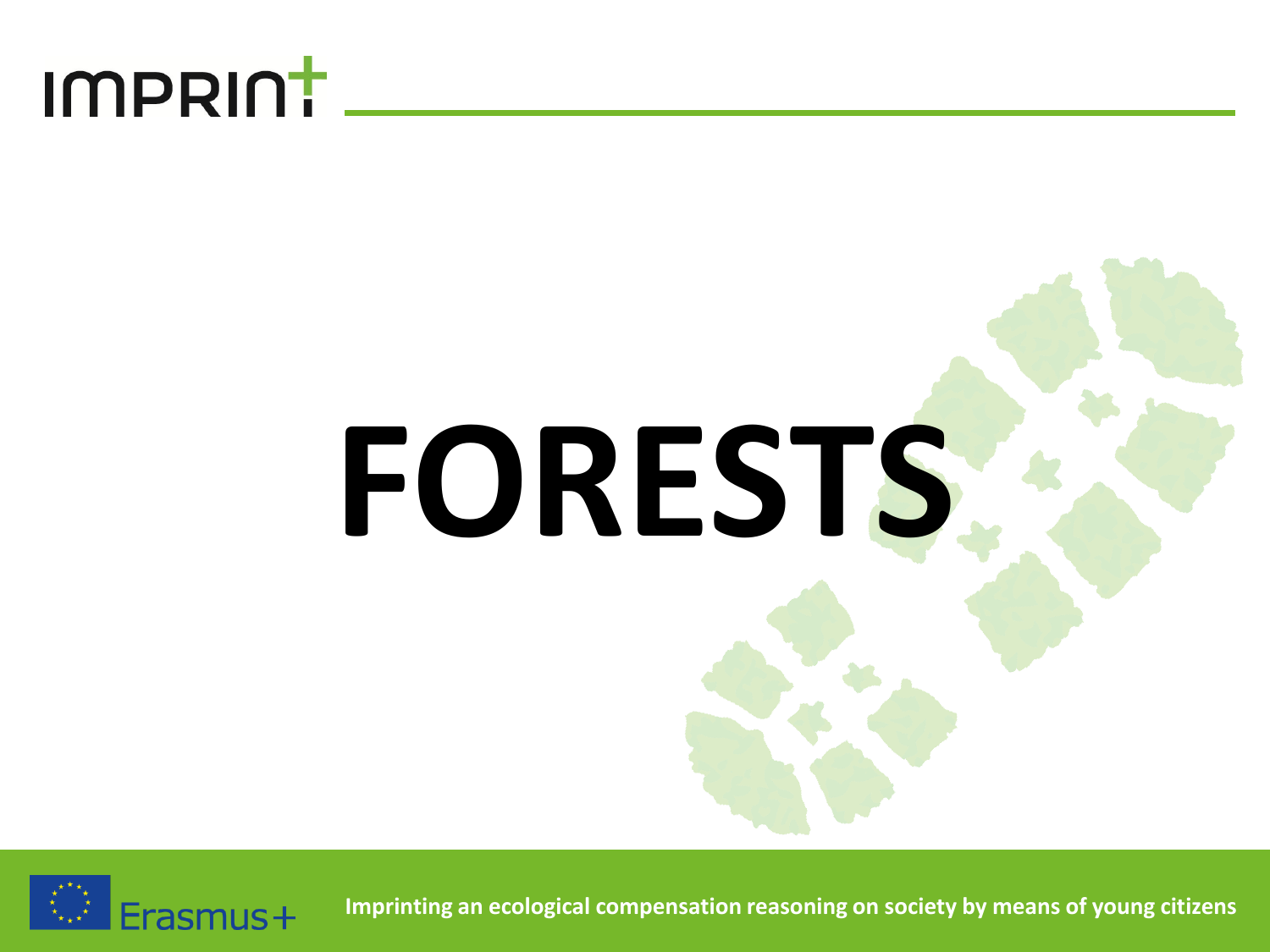# FORESTS

Imprinting an ecological compensation reasoning on society by means of young citizens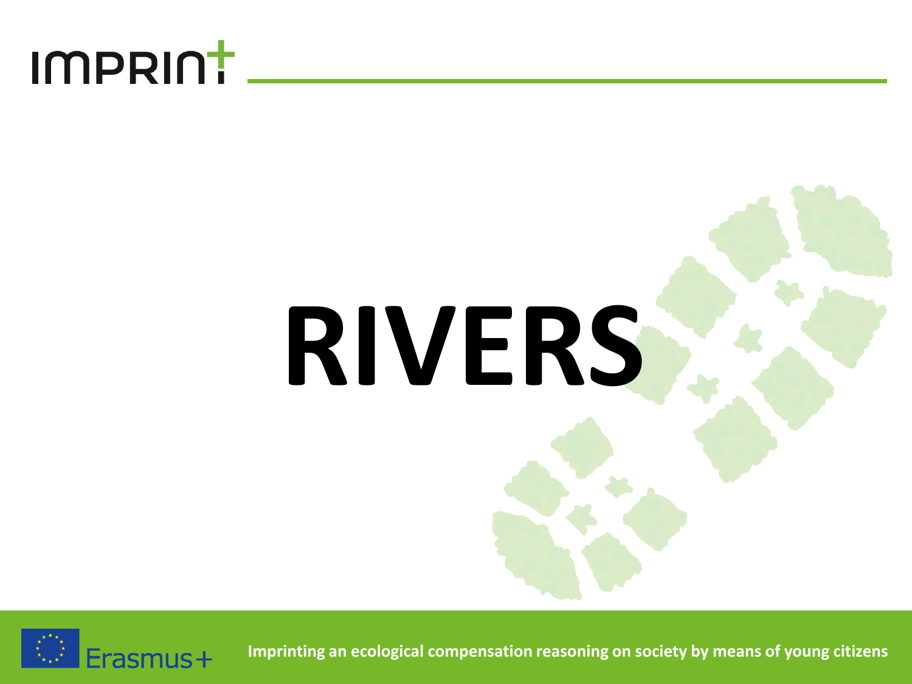# RIVERS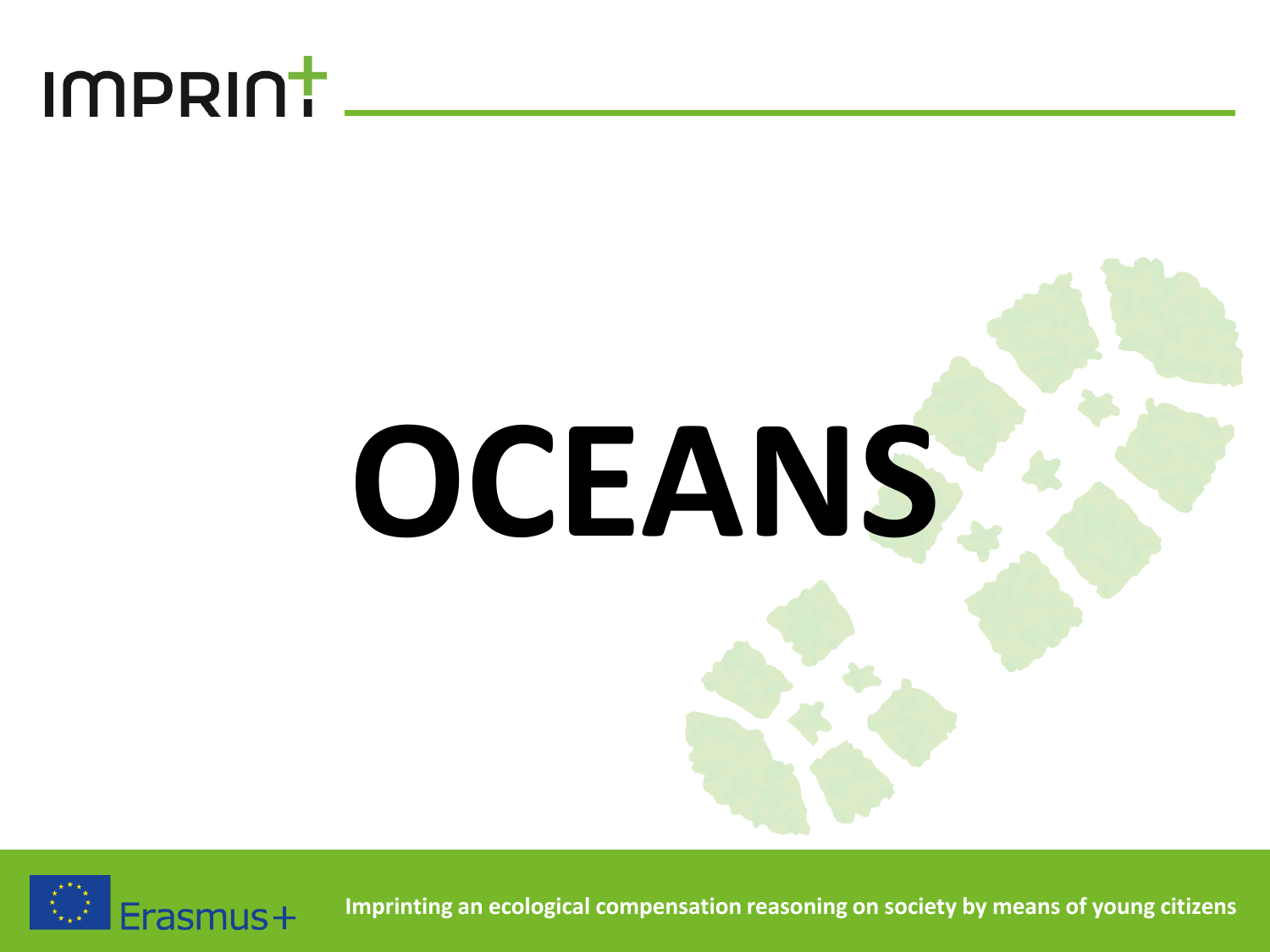# OCEANS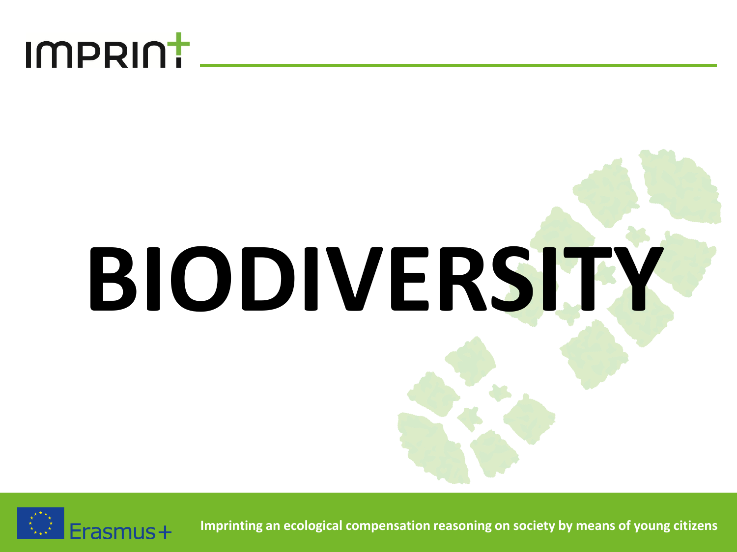# BIODIVERSITY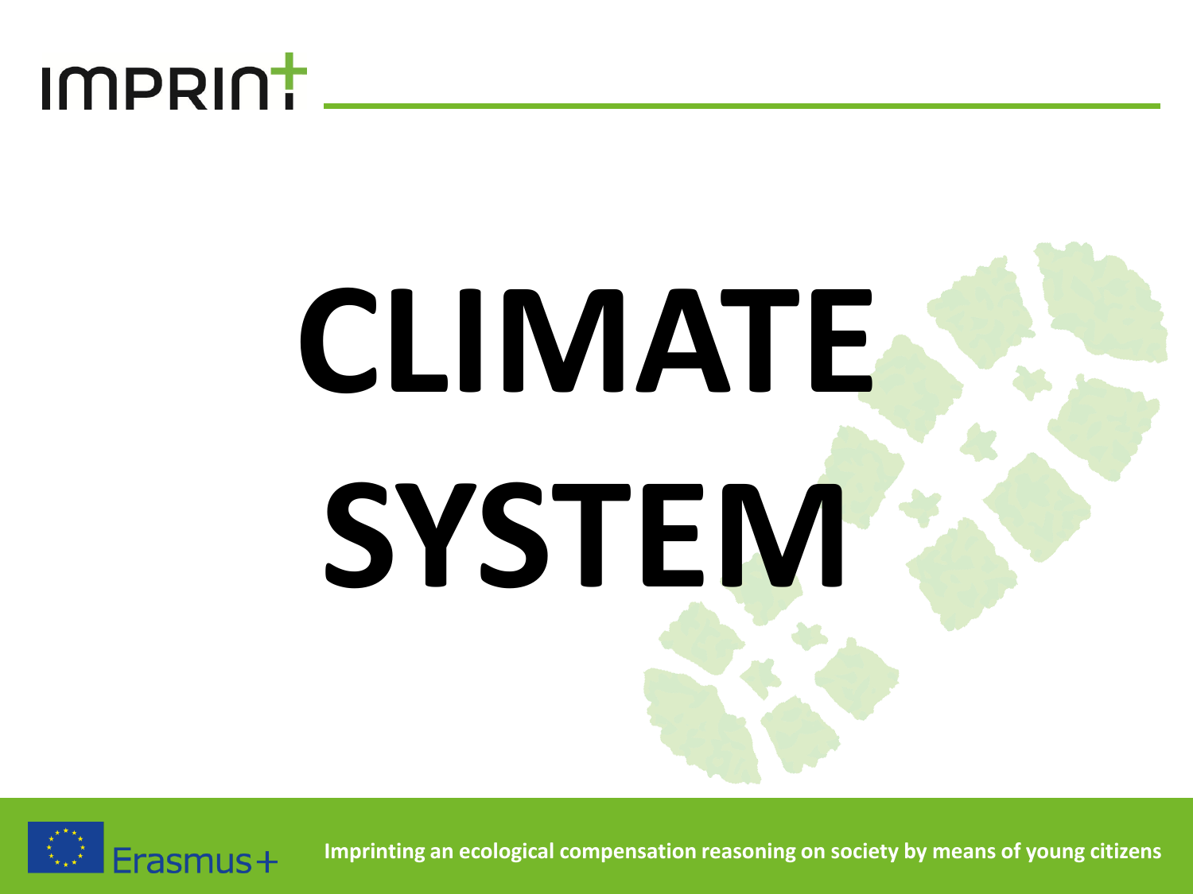# CLIMATE SYSTEM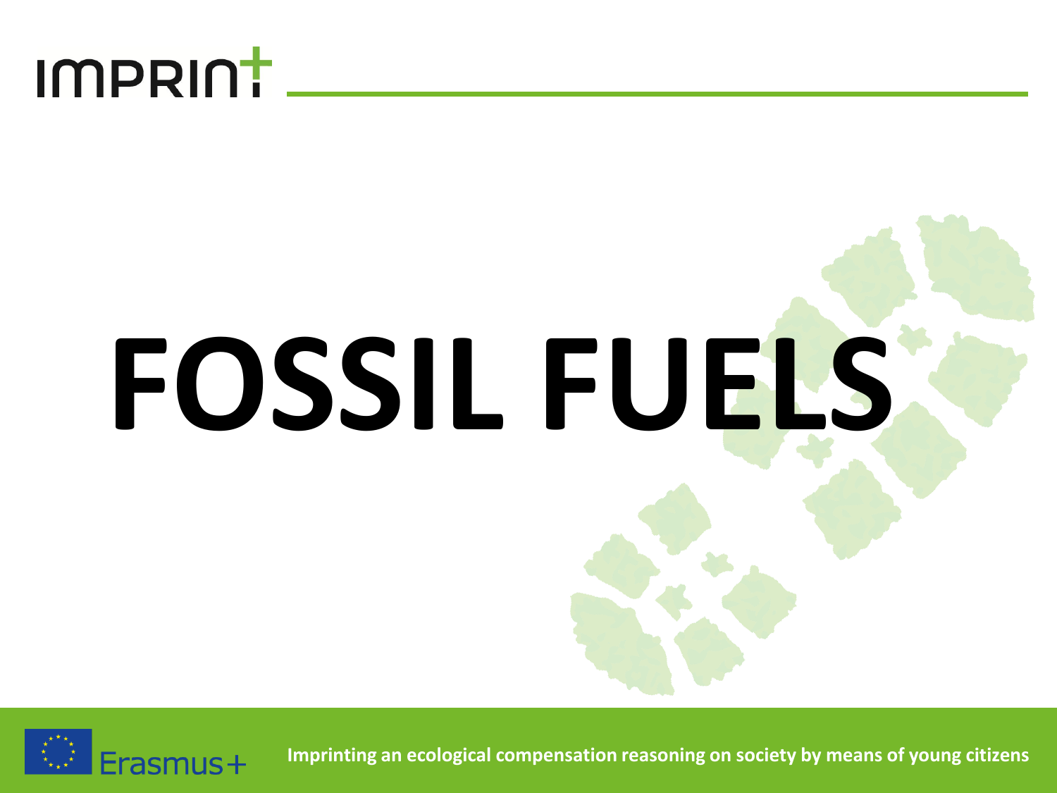# FOSSIL FUELS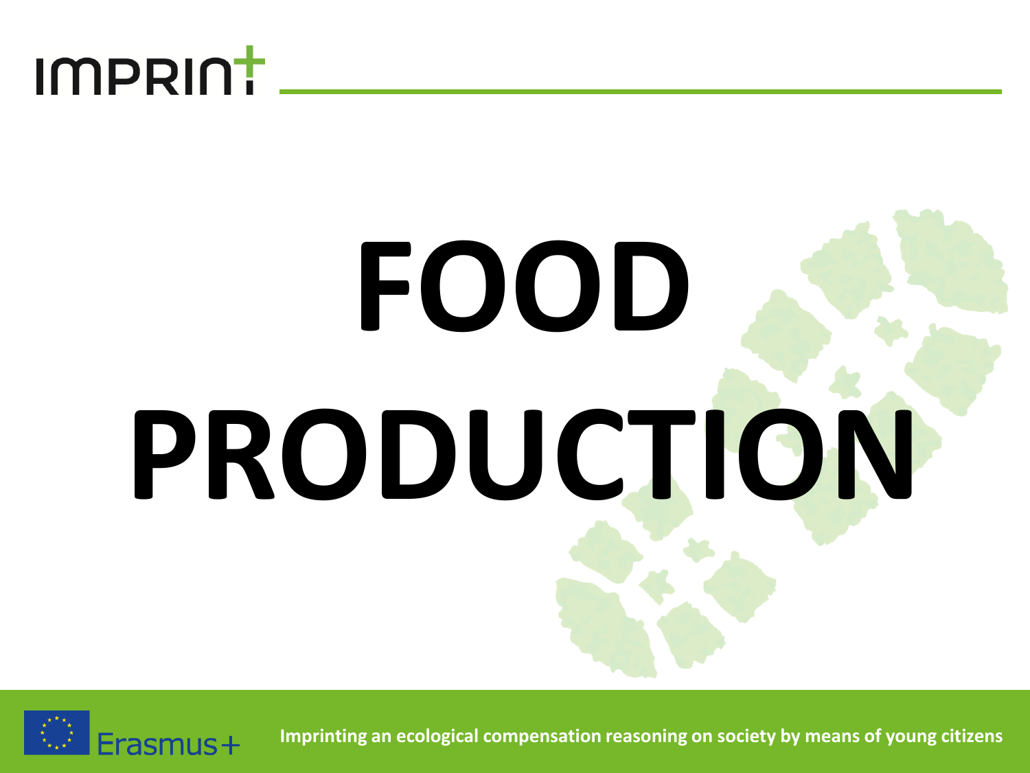# FOOD PRODUCTION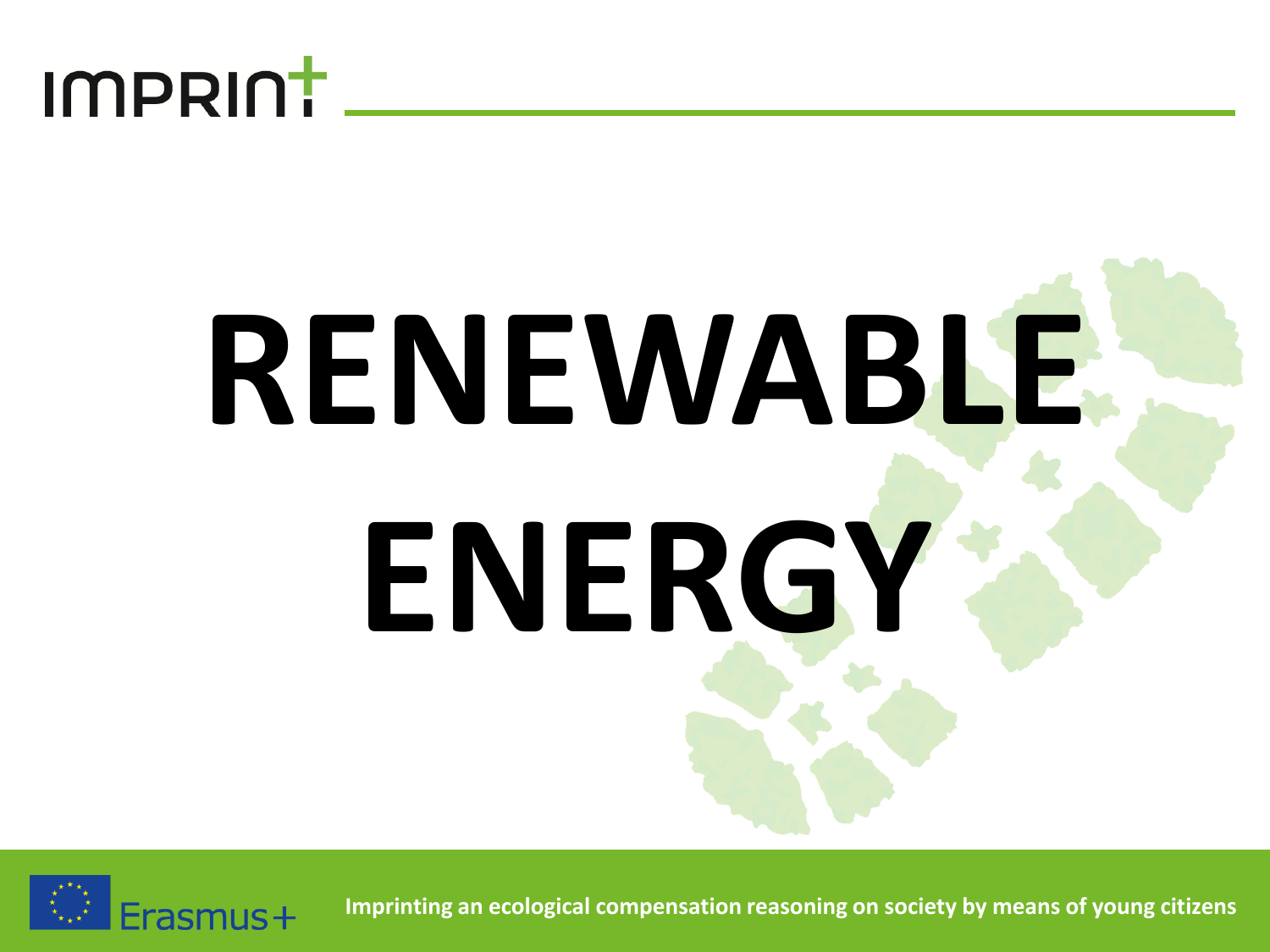# RENEWABLE ENERGY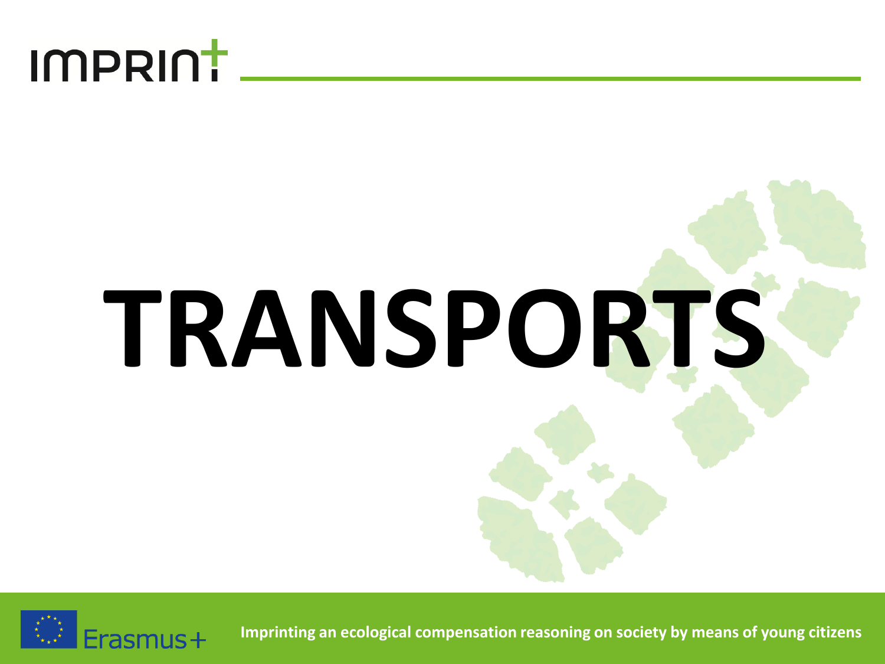# TRANSPORTS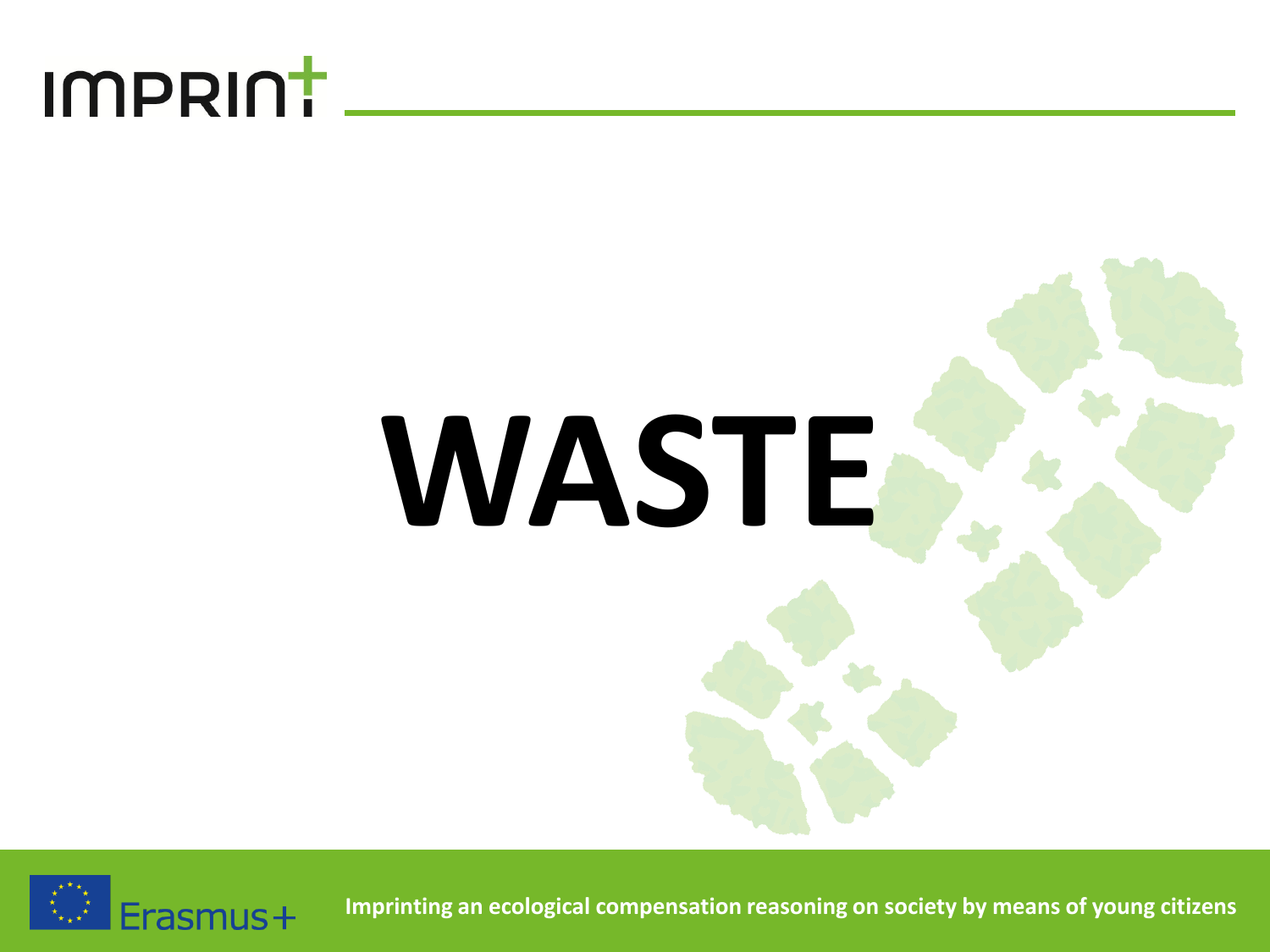# WASTE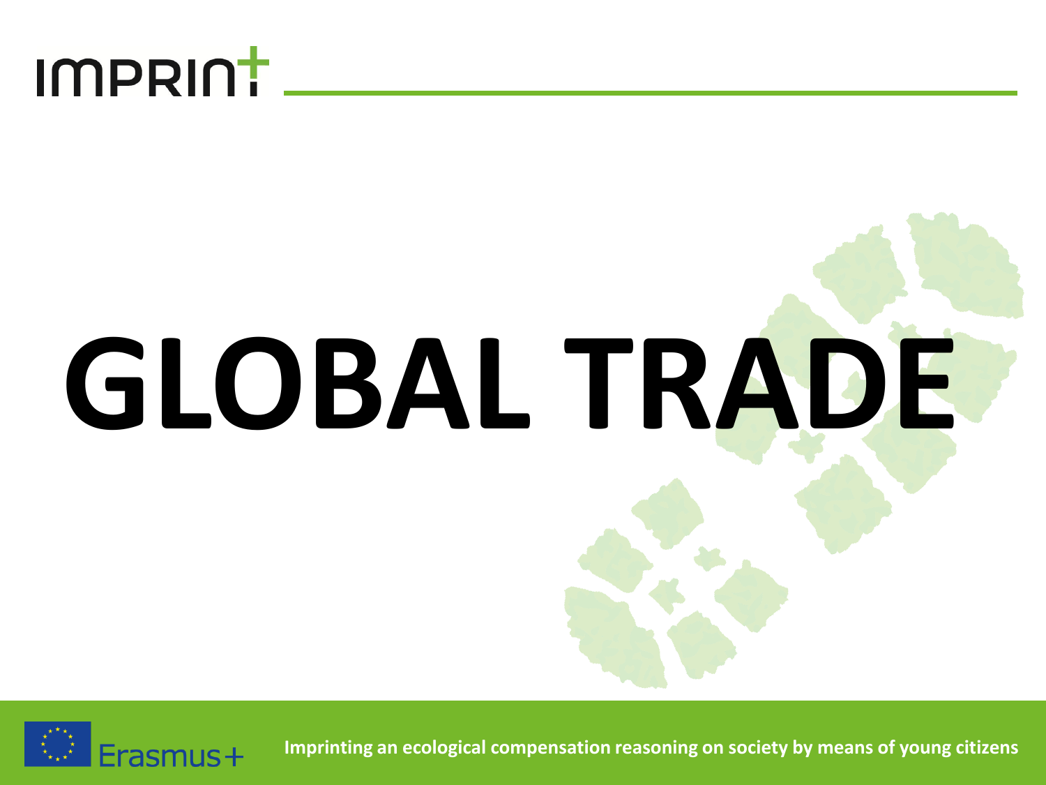# GLOBAL TRADE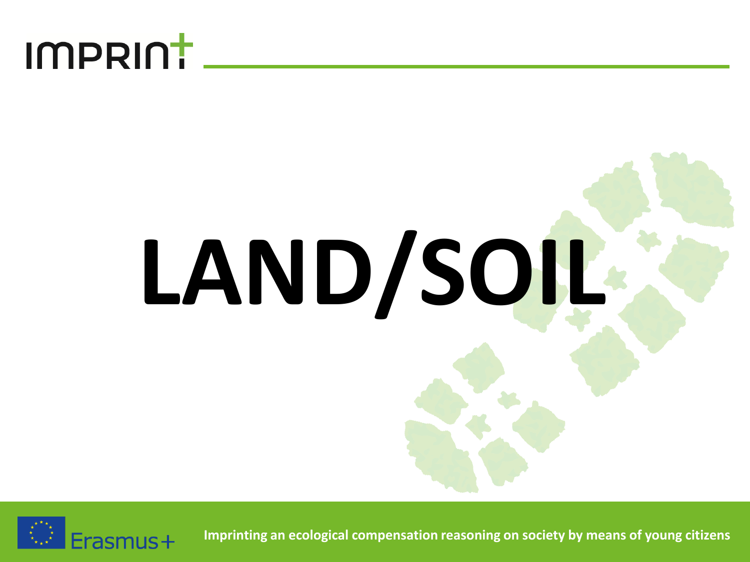# LAND/SOIL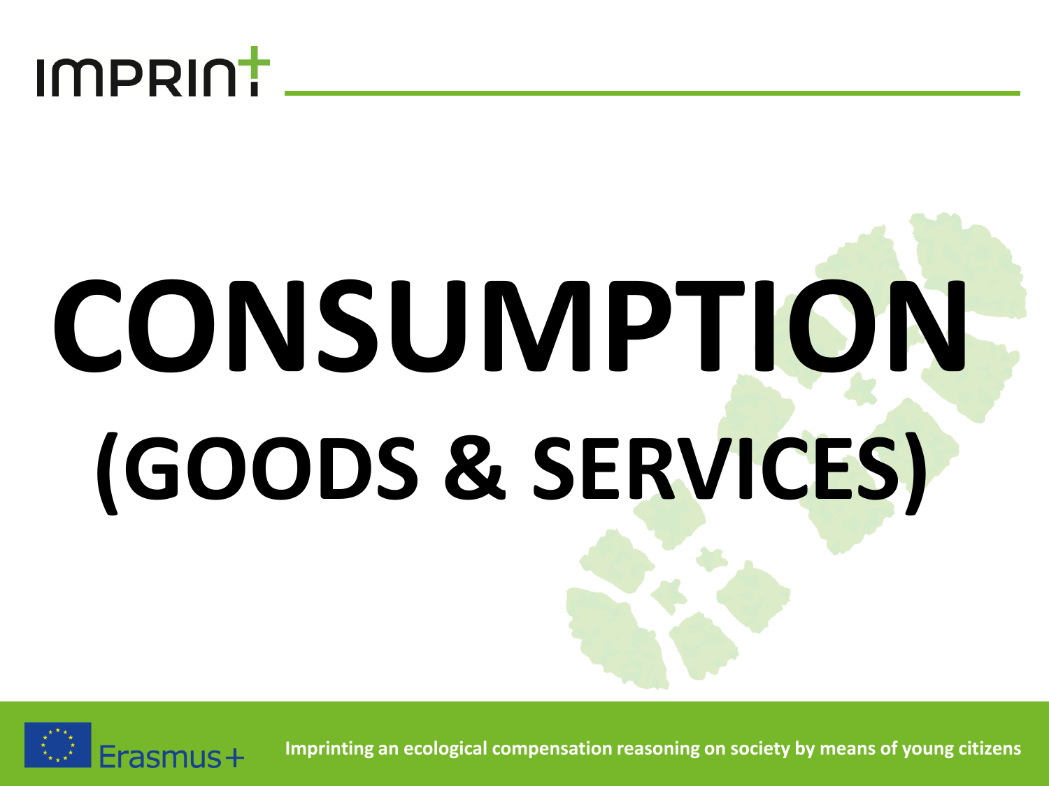# CONSUMPTION (GOODS & SERVICES)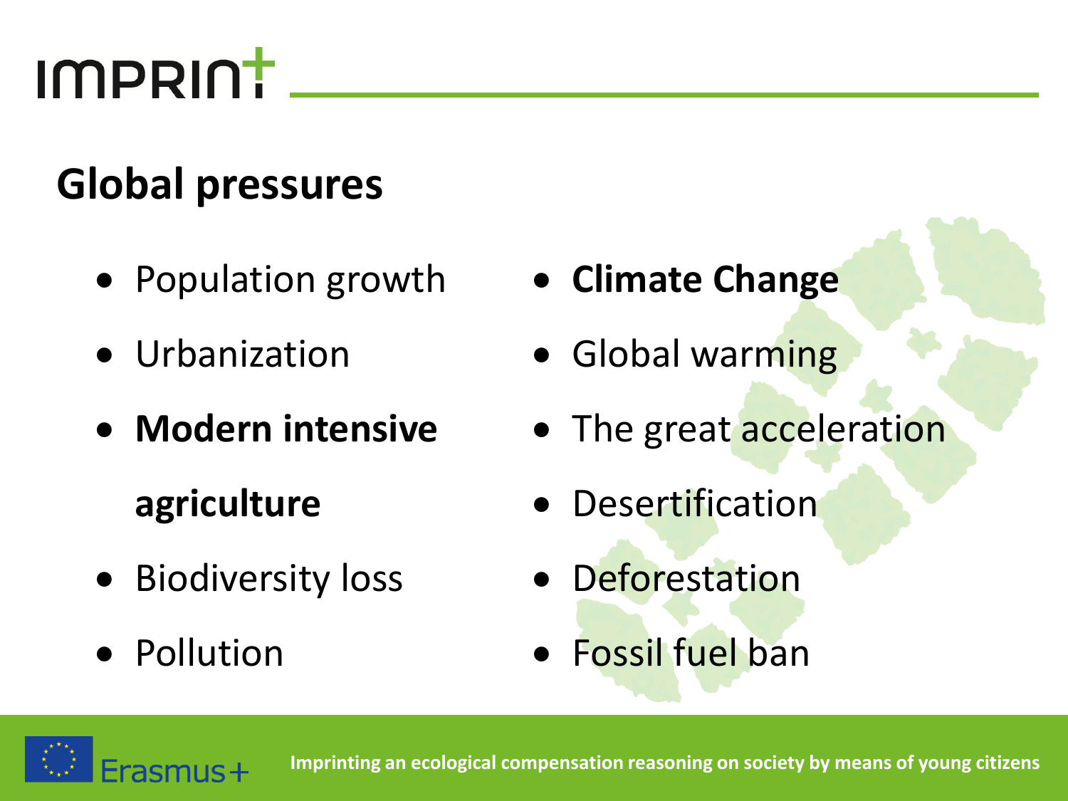## Global pressures

- Population growth
- Urbanization
- **Modern intensive agriculture**
- Biodiversity loss
- Pollution
- **Climate Change**
- Global warming
- The great acceleration
- Desertification
- Deforestation
- Fossil fuel ban